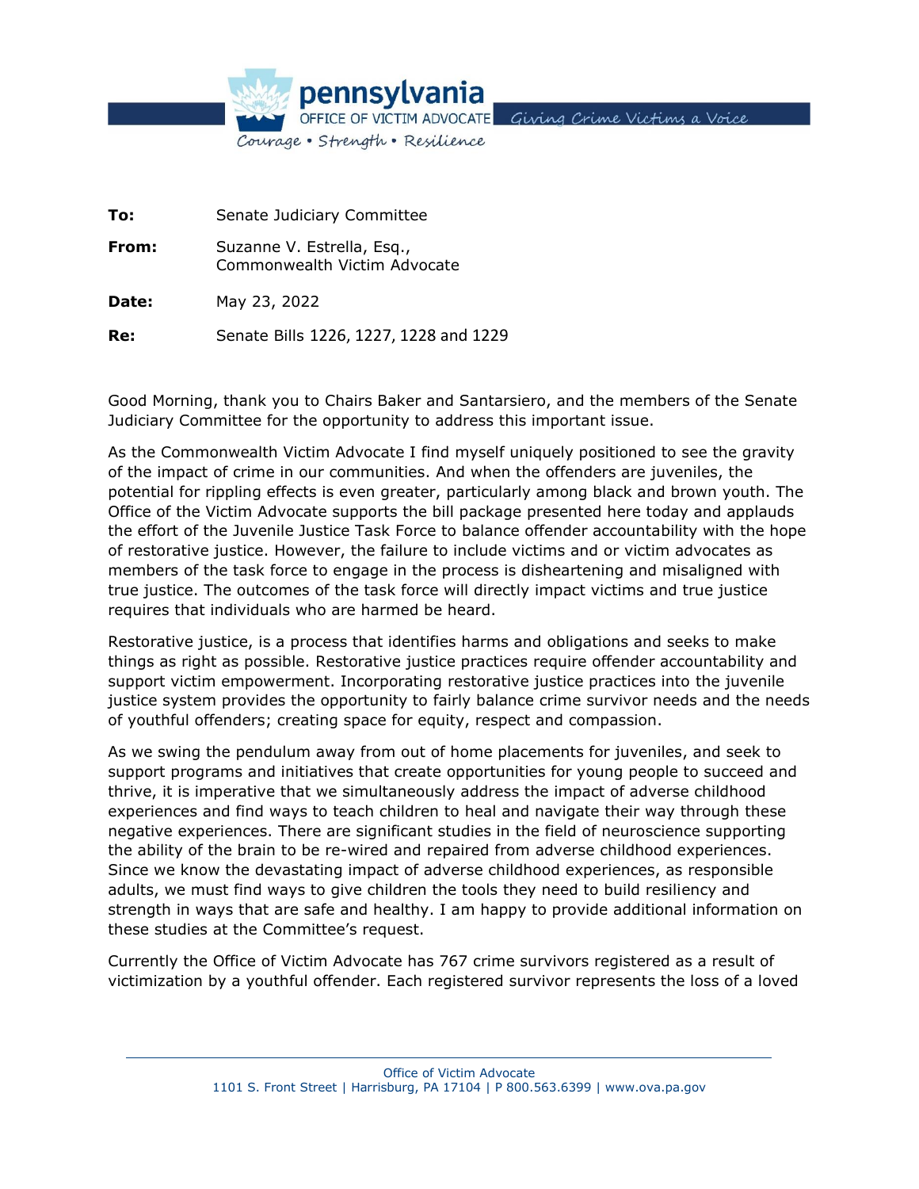**pennsylvania**
OFFICE OF VICTIM ADVOCATE *Giving Crime Victims a Voice*
*Courage • Strength • Resilience*

**To:** Senate Judiciary Committee

**From:** Suzanne V. Estrella, Esq., Commonwealth Victim Advocate

**Date:** May 23, 2022

**Re:** Senate Bills 1226, 1227, 1228 and 1229

Good Morning, thank you to Chairs Baker and Santarsiero, and the members of the Senate Judiciary Committee for the opportunity to address this important issue.

As the Commonwealth Victim Advocate I find myself uniquely positioned to see the gravity of the impact of crime in our communities. And when the offenders are juveniles, the potential for rippling effects is even greater, particularly among black and brown youth. The Office of the Victim Advocate supports the bill package presented here today and applauds the effort of the Juvenile Justice Task Force to balance offender accountability with the hope of restorative justice. However, the failure to include victims and or victim advocates as members of the task force to engage in the process is disheartening and misaligned with true justice. The outcomes of the task force will directly impact victims and true justice requires that individuals who are harmed be heard.

Restorative justice, is a process that identifies harms and obligations and seeks to make things as right as possible. Restorative justice practices require offender accountability and support victim empowerment. Incorporating restorative justice practices into the juvenile justice system provides the opportunity to fairly balance crime survivor needs and the needs of youthful offenders; creating space for equity, respect and compassion.

As we swing the pendulum away from out of home placements for juveniles, and seek to support programs and initiatives that create opportunities for young people to succeed and thrive, it is imperative that we simultaneously address the impact of adverse childhood experiences and find ways to teach children to heal and navigate their way through these negative experiences. There are significant studies in the field of neuroscience supporting the ability of the brain to be re-wired and repaired from adverse childhood experiences. Since we know the devastating impact of adverse childhood experiences, as responsible adults, we must find ways to give children the tools they need to build resiliency and strength in ways that are safe and healthy. I am happy to provide additional information on these studies at the Committee's request.

Currently the Office of Victim Advocate has 767 crime survivors registered as a result of victimization by a youthful offender. Each registered survivor represents the loss of a loved

Office of Victim Advocate
1101 S. Front Street | Harrisburg, PA 17104 | P 800.563.6399 | www.ova.pa.gov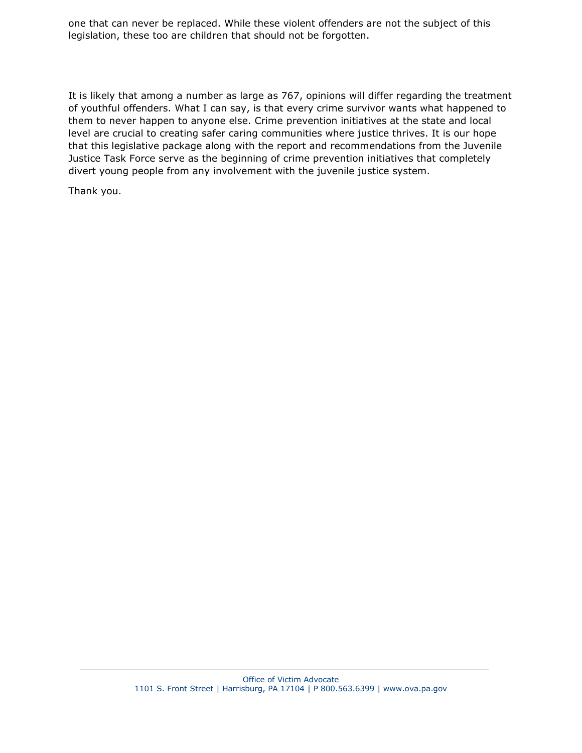one that can never be replaced. While these violent offenders are not the subject of this legislation, these too are children that should not be forgotten.

It is likely that among a number as large as 767, opinions will differ regarding the treatment of youthful offenders. What I can say, is that every crime survivor wants what happened to them to never happen to anyone else. Crime prevention initiatives at the state and local level are crucial to creating safer caring communities where justice thrives. It is our hope that this legislative package along with the report and recommendations from the Juvenile Justice Task Force serve as the beginning of crime prevention initiatives that completely divert young people from any involvement with the juvenile justice system.

Thank you.